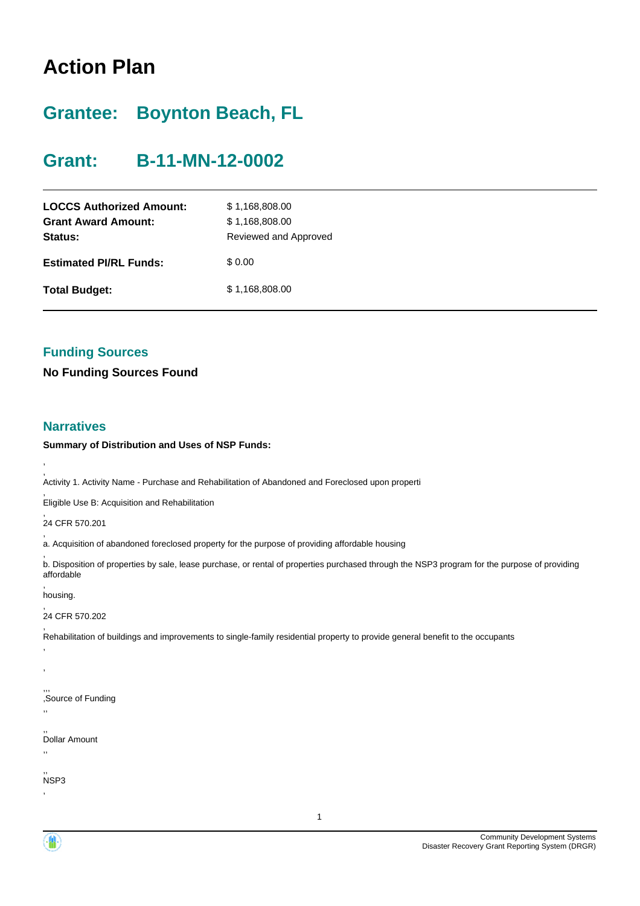# Action Plan

## Grantee: Boynton Beach, FL

## Grant: B-11-MN-12-0002

| | |
|---|---|
| **LOCCS Authorized Amount:** | $ 1,168,808.00 |
| **Grant Award Amount:** | $ 1,168,808.00 |
| **Status:** | Reviewed and Approved |
| **Estimated PI/RL Funds:** | $ 0.00 |
| **Total Budget:** | $ 1,168,808.00 |

### Funding Sources

**No Funding Sources Found**

### Narratives

**Summary of Distribution and Uses of NSP Funds:**

,

,
Activity 1. Activity Name - Purchase and Rehabilitation of Abandoned and Foreclosed upon properti

,
Eligible Use B: Acquisition and Rehabilitation

,
24 CFR 570.201

,
a. Acquisition of abandoned foreclosed property for the purpose of providing affordable housing

,
b. Disposition of properties by sale, lease purchase, or rental of properties purchased through the NSP3 program for the purpose of providing affordable

,
housing.

,
24 CFR 570.202

,
Rehabilitation of buildings and improvements to single-family residential property to provide general benefit to the occupants

,

,

,,,
,Source of Funding

,,

,,
Dollar Amount

,,

,,
NSP3

,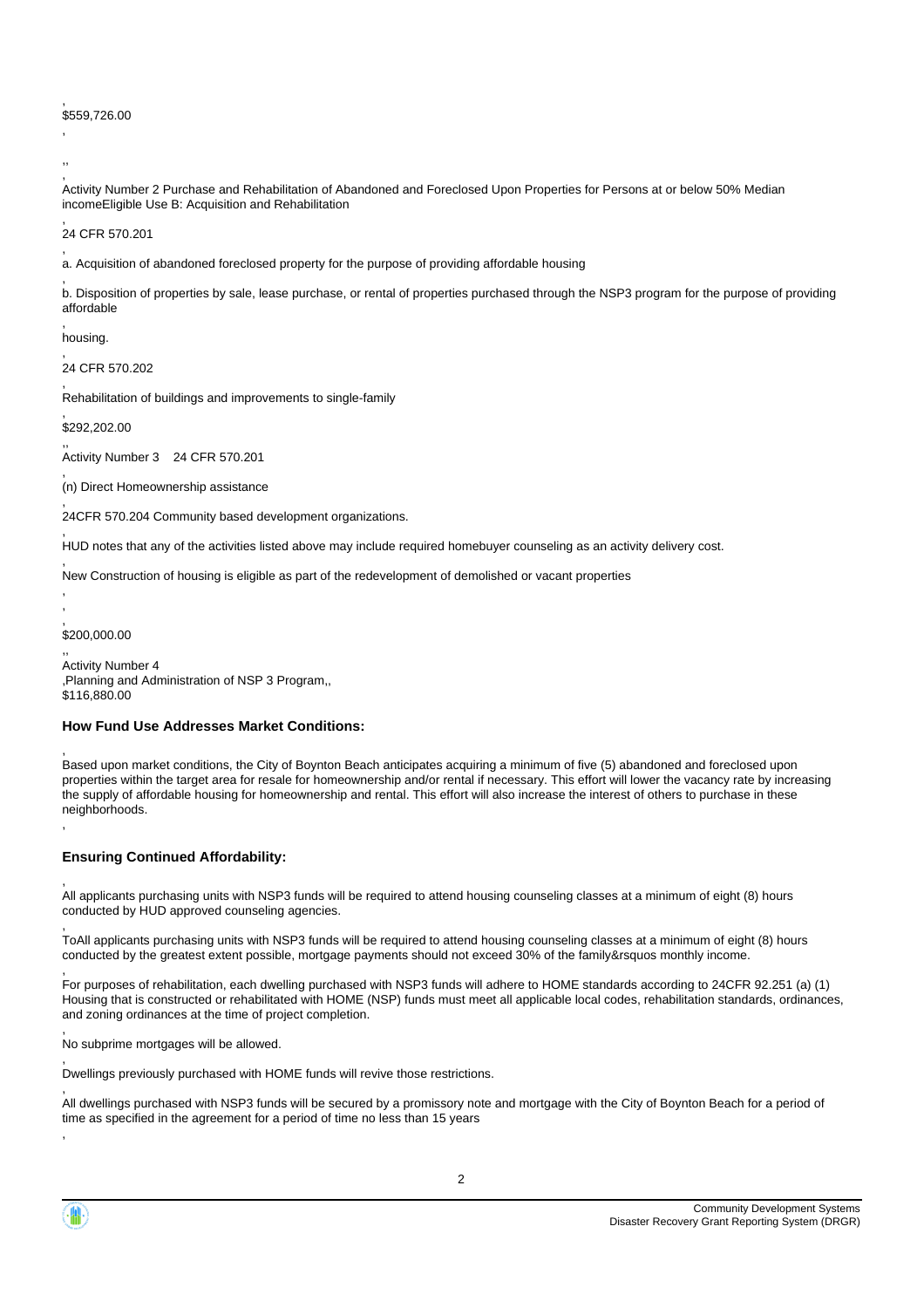,
$559,726.00

,

,,

,
Activity Number 2 Purchase and Rehabilitation of Abandoned and Foreclosed Upon Properties for Persons at or below 50% Median incomeEligible Use B: Acquisition and Rehabilitation

,
24 CFR 570.201

,
a. Acquisition of abandoned foreclosed property for the purpose of providing affordable housing

,
b. Disposition of properties by sale, lease purchase, or rental of properties purchased through the NSP3 program for the purpose of providing affordable

,
housing.

,
24 CFR 570.202

,
Rehabilitation of buildings and improvements to single-family

,
$292,202.00

,,
Activity Number 3    24 CFR 570.201

,
(n) Direct Homeownership assistance

,
24CFR 570.204 Community based development organizations.

,
HUD notes that any of the activities listed above may include required homebuyer counseling as an activity delivery cost.

,
New Construction of housing is eligible as part of the redevelopment of demolished or vacant properties

,

,

,
$200,000.00

,,
Activity Number 4
,Planning and Administration of NSP 3 Program,,
$116,880.00

### How Fund Use Addresses Market Conditions:

,
Based upon market conditions, the City of Boynton Beach anticipates acquiring a minimum of five (5) abandoned and foreclosed upon properties within the target area for resale for homeownership and/or rental if necessary. This effort will lower the vacancy rate by increasing the supply of affordable housing for homeownership and rental. This effort will also increase the interest of others to purchase in these neighborhoods.

,

### Ensuring Continued Affordability:

,
All applicants purchasing units with NSP3 funds will be required to attend housing counseling classes at a minimum of eight (8) hours conducted by HUD approved counseling agencies.

,
ToAll applicants purchasing units with NSP3 funds will be required to attend housing counseling classes at a minimum of eight (8) hours conducted by the greatest extent possible, mortgage payments should not exceed 30% of the family&rsquos monthly income.

,
For purposes of rehabilitation, each dwelling purchased with NSP3 funds will adhere to HOME standards according to 24CFR 92.251 (a) (1) Housing that is constructed or rehabilitated with HOME (NSP) funds must meet all applicable local codes, rehabilitation standards, ordinances, and zoning ordinances at the time of project completion.

,
No subprime mortgages will be allowed.

,
Dwellings previously purchased with HOME funds will revive those restrictions.

,
All dwellings purchased with NSP3 funds will be secured by a promissory note and mortgage with the City of Boynton Beach for a period of time as specified in the agreement for a period of time no less than 15 years

,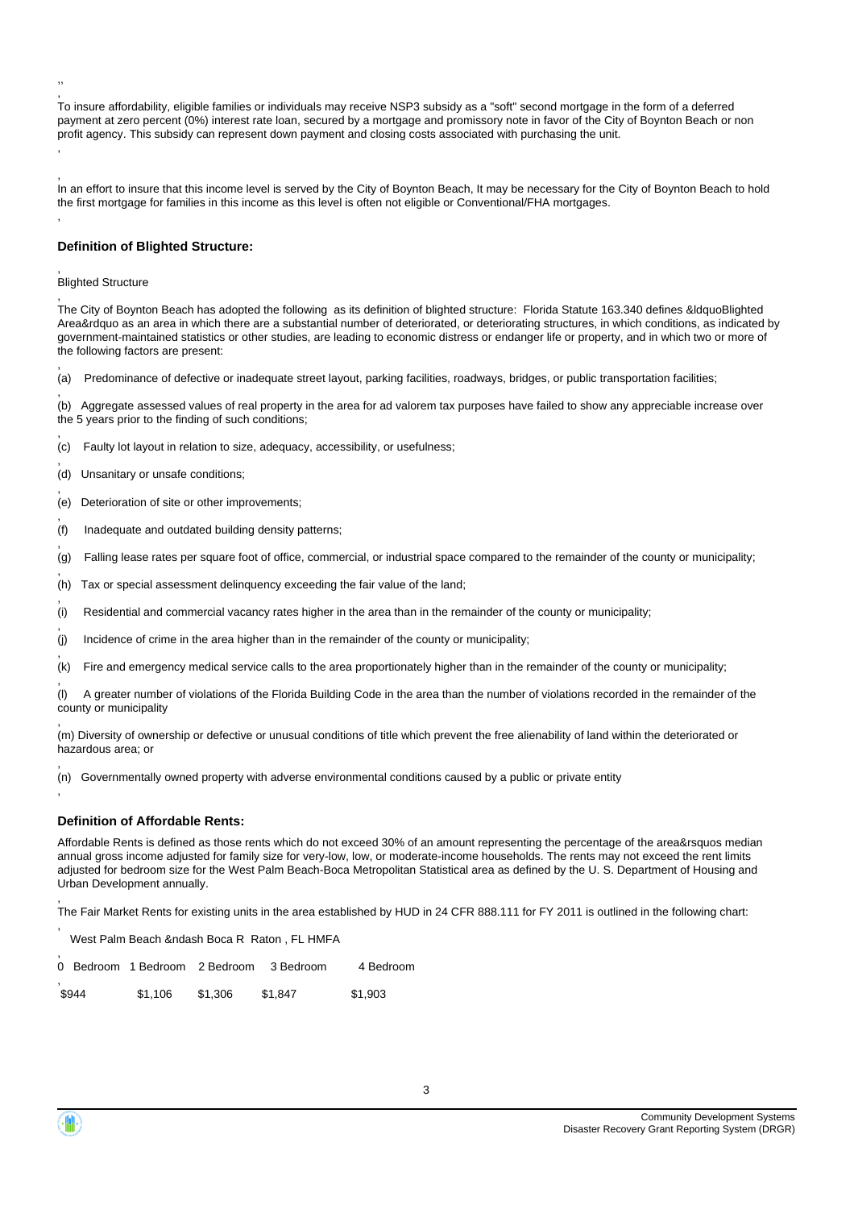,,

,
To insure affordability, eligible families or individuals may receive NSP3 subsidy as a "soft" second mortgage in the form of a deferred payment at zero percent (0%) interest rate loan, secured by a mortgage and promissory note in favor of the City of Boynton Beach or non profit agency. This subsidy can represent down payment and closing costs associated with purchasing the unit.

,

,
In an effort to insure that this income level is served by the City of Boynton Beach, It may be necessary for the City of Boynton Beach to hold the first mortgage for families in this income as this level is often not eligible or Conventional/FHA mortgages.

,

**Definition of Blighted Structure:**

,
Blighted Structure

,
The City of Boynton Beach has adopted the following as its definition of blighted structure: Florida Statute 163.340 defines &ldquoBlighted Area&rdquo as an area in which there are a substantial number of deteriorated, or deteriorating structures, in which conditions, as indicated by government-maintained statistics or other studies, are leading to economic distress or endanger life or property, and in which two or more of the following factors are present:

,
(a) Predominance of defective or inadequate street layout, parking facilities, roadways, bridges, or public transportation facilities;

,
(b) Aggregate assessed values of real property in the area for ad valorem tax purposes have failed to show any appreciable increase over the 5 years prior to the finding of such conditions;

,
(c) Faulty lot layout in relation to size, adequacy, accessibility, or usefulness;

,
(d) Unsanitary or unsafe conditions;

,
(e) Deterioration of site or other improvements;

,
(f) Inadequate and outdated building density patterns;

,
(g) Falling lease rates per square foot of office, commercial, or industrial space compared to the remainder of the county or municipality;

,
(h) Tax or special assessment delinquency exceeding the fair value of the land;

,
(i) Residential and commercial vacancy rates higher in the area than in the remainder of the county or municipality;

,
(j) Incidence of crime in the area higher than in the remainder of the county or municipality;

,
(k) Fire and emergency medical service calls to the area proportionately higher than in the remainder of the county or municipality;

,
(l) A greater number of violations of the Florida Building Code in the area than the number of violations recorded in the remainder of the county or municipality

,
(m) Diversity of ownership or defective or unusual conditions of title which prevent the free alienability of land within the deteriorated or hazardous area; or

,
(n) Governmentally owned property with adverse environmental conditions caused by a public or private entity

,

**Definition of Affordable Rents:**

Affordable Rents is defined as those rents which do not exceed 30% of an amount representing the percentage of the area&rsquos median annual gross income adjusted for family size for very-low, low, or moderate-income households. The rents may not exceed the rent limits adjusted for bedroom size for the West Palm Beach-Boca Metropolitan Statistical area as defined by the U. S. Department of Housing and Urban Development annually.

,
The Fair Market Rents for existing units in the area established by HUD in 24 CFR 888.111 for FY 2011 is outlined in the following chart:

,
West Palm Beach &ndash Boca R Raton , FL HMFA

| 0 Bedroom | 1 Bedroom | 2 Bedroom | 3 Bedroom | 4 Bedroom |
|---|---|---|---|---|
| $944 | $1,106 | $1,306 | $1,847 | $1,903 |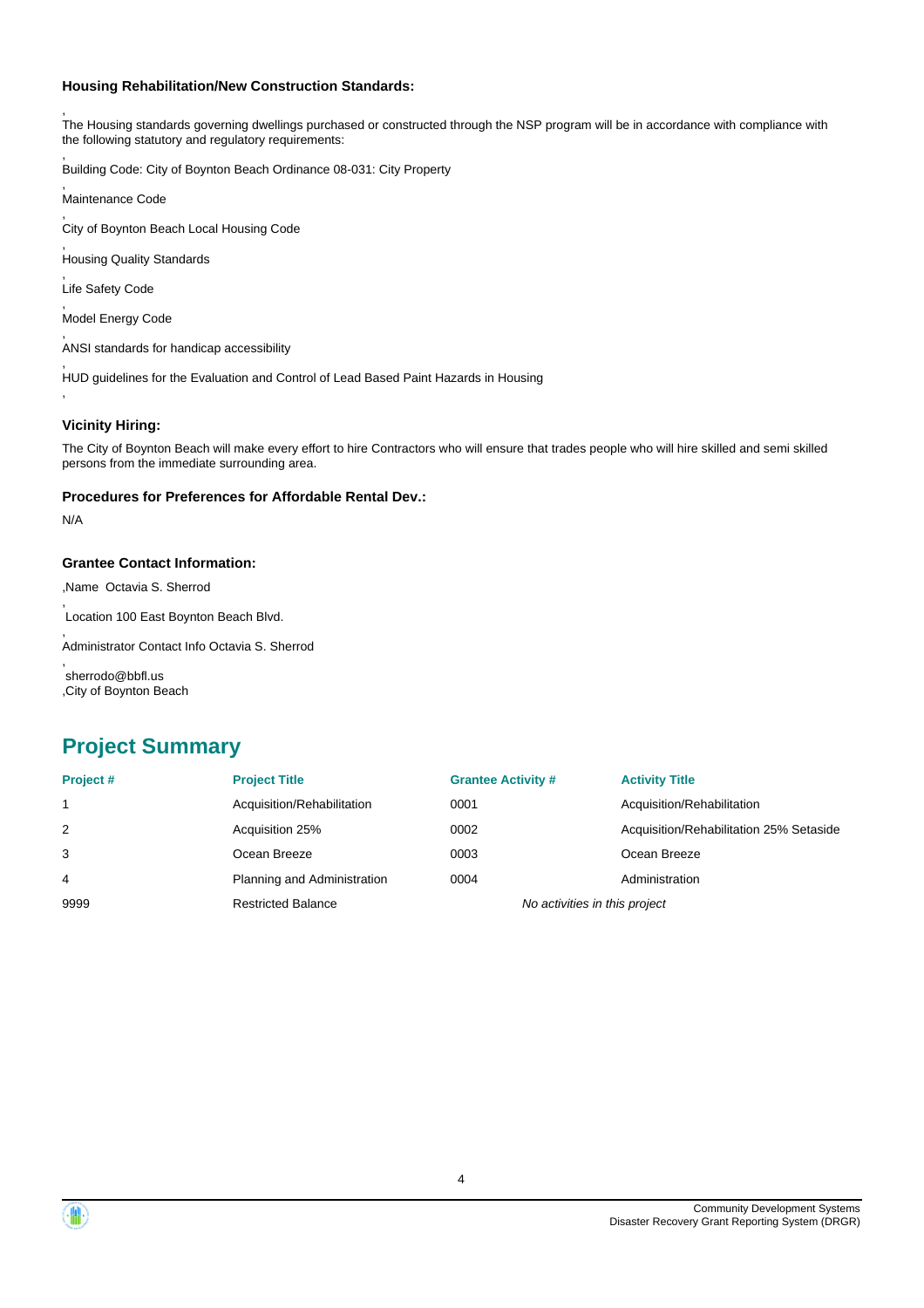### Housing Rehabilitation/New Construction Standards:

,
The Housing standards governing dwellings purchased or constructed through the NSP program will be in accordance with compliance with the following statutory and regulatory requirements:

,
Building Code: City of Boynton Beach Ordinance 08-031: City Property

,
Maintenance Code

,
City of Boynton Beach Local Housing Code

,
Housing Quality Standards

,
Life Safety Code

,
Model Energy Code

,
ANSI standards for handicap accessibility

,
HUD guidelines for the Evaluation and Control of Lead Based Paint Hazards in Housing

,

### Vicinity Hiring:

The City of Boynton Beach will make every effort to hire Contractors who will ensure that trades people who will hire skilled and semi skilled persons from the immediate surrounding area.

### Procedures for Preferences for Affordable Rental Dev.:

N/A

### Grantee Contact Information:

,Name Octavia S. Sherrod

,
Location 100 East Boynton Beach Blvd.

,
Administrator Contact Info Octavia S. Sherrod

,
sherrodo@bbfl.us
,City of Boynton Beach

## Project Summary

| Project # | Project Title | Grantee Activity # | Activity Title |
| --- | --- | --- | --- |
| 1 | Acquisition/Rehabilitation | 0001 | Acquisition/Rehabilitation |
| 2 | Acquisition 25% | 0002 | Acquisition/Rehabilitation 25% Setaside |
| 3 | Ocean Breeze | 0003 | Ocean Breeze |
| 4 | Planning and Administration | 0004 | Administration |
| 9999 | Restricted Balance | *No activities in this project* | |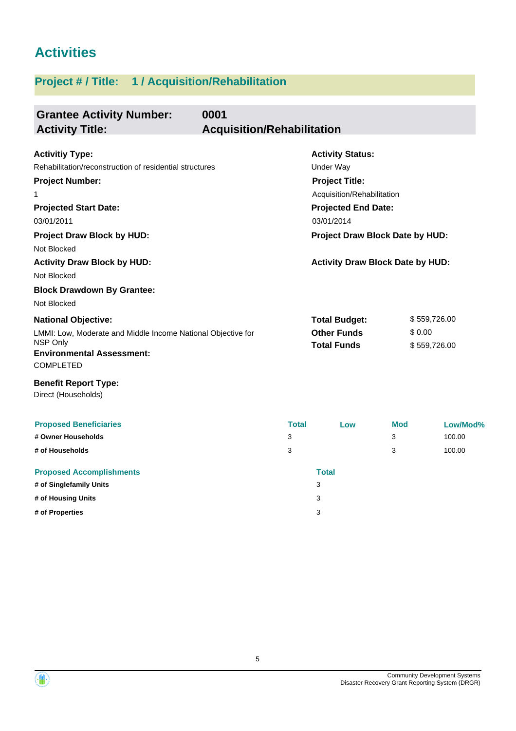# Activities

## Project # / Title: 1 / Acquisition/Rehabilitation

**Grantee Activity Number:** 0001
**Activity Title:** Acquisition/Rehabilitation

**Activitiy Type:**
Rehabilitation/reconstruction of residential structures

**Activity Status:**
Under Way

**Project Number:**
1

**Project Title:**
Acquisition/Rehabilitation

**Projected Start Date:**
03/01/2011

**Projected End Date:**
03/01/2014

**Project Draw Block by HUD:**
Not Blocked

**Project Draw Block Date by HUD:**

**Activity Draw Block by HUD:**
Not Blocked

**Activity Draw Block Date by HUD:**

**Block Drawdown By Grantee:**
Not Blocked

**National Objective:**
LMMI: Low, Moderate and Middle Income National Objective for NSP Only

**Total Budget:** $ 559,726.00
**Other Funds** $ 0.00
**Total Funds** $ 559,726.00

**Environmental Assessment:**
COMPLETED

**Benefit Report Type:**
Direct (Households)

| Proposed Beneficiaries | Total | Low | Mod | Low/Mod% |
|---|---|---|---|---|
| # Owner Households | 3 | | 3 | 100.00 |
| # of Households | 3 | | 3 | 100.00 |

| Proposed Accomplishments | Total |
|---|---|
| # of Singlefamily Units | 3 |
| # of Housing Units | 3 |
| # of Properties | 3 |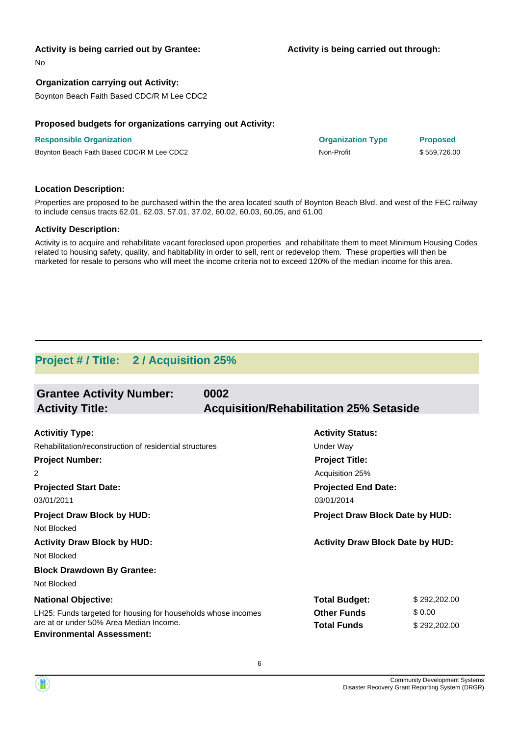**Activity is being carried out by Grantee:**

No

**Activity is being carried out through:**

**Organization carrying out Activity:**

Boynton Beach Faith Based CDC/R M Lee CDC2

**Proposed budgets for organizations carrying out Activity:**

| Responsible Organization | Organization Type | Proposed |
|---|---|---|
| Boynton Beach Faith Based CDC/R M Lee CDC2 | Non-Profit | $ 559,726.00 |

**Location Description:**

Properties are proposed to be purchased within the the area located south of Boynton Beach Blvd. and west of the FEC railway to include census tracts 62.01, 62.03, 57.01, 37.02, 60.02, 60.03, 60.05, and 61.00

**Activity Description:**

Activity is to acquire and rehabilitate vacant foreclosed upon properties and rehabilitate them to meet Minimum Housing Codes related to housing safety, quality, and habitability in order to sell, rent or redevelop them. These properties will then be marketed for resale to persons who will meet the income criteria not to exceed 120% of the median income for this area.

---

## Project # / Title: 2 / Acquisition 25%

### Grantee Activity Number: 0002
### Activity Title: Acquisition/Rehabilitation 25% Setaside

**Activitiy Type:**

Rehabilitation/reconstruction of residential structures

**Activity Status:**

Under Way

**Project Number:**

2

**Project Title:**

Acquisition 25%

**Projected Start Date:**

03/01/2011

**Projected End Date:**

03/01/2014

**Project Draw Block by HUD:**

Not Blocked

**Project Draw Block Date by HUD:**

**Activity Draw Block by HUD:**

Not Blocked

**Activity Draw Block Date by HUD:**

**Block Drawdown By Grantee:**

Not Blocked

**National Objective:**

LH25: Funds targeted for housing for households whose incomes are at or under 50% Area Median Income.

| | |
|---|---|
| **Total Budget:** | $ 292,202.00 |
| **Other Funds** | $ 0.00 |
| **Total Funds** | $ 292,202.00 |

**Environmental Assessment:**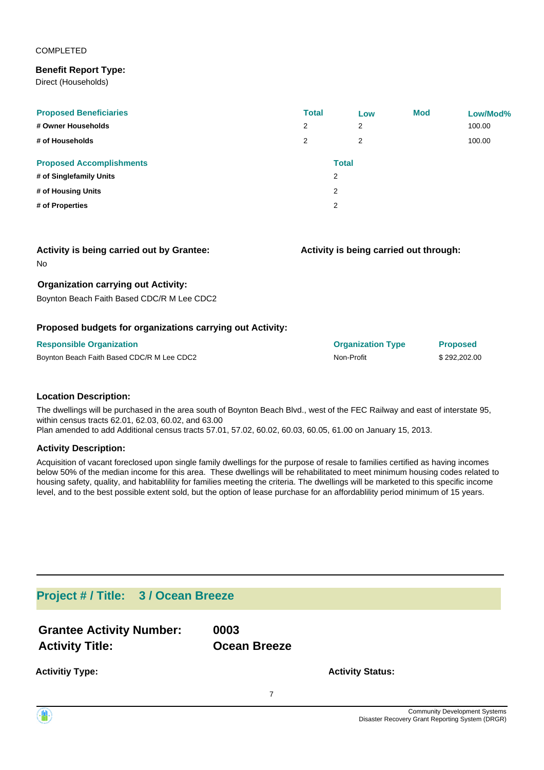COMPLETED

**Benefit Report Type:**
Direct (Households)

| Proposed Beneficiaries | Total | Low | Mod | Low/Mod% |
| --- | --- | --- | --- | --- |
| # Owner Households | 2 | 2 | | 100.00 |
| # of Households | 2 | 2 | | 100.00 |

| Proposed Accomplishments | Total |
| --- | --- |
| # of Singlefamily Units | 2 |
| # of Housing Units | 2 |
| # of Properties | 2 |

**Activity is being carried out by Grantee:**
No

**Activity is being carried out through:**

**Organization carrying out Activity:**
Boynton Beach Faith Based CDC/R M Lee CDC2

**Proposed budgets for organizations carrying out Activity:**

| Responsible Organization | Organization Type | Proposed |
| --- | --- | --- |
| Boynton Beach Faith Based CDC/R M Lee CDC2 | Non-Profit | $ 292,202.00 |

**Location Description:**

The dwellings will be purchased in the area south of Boynton Beach Blvd., west of the FEC Railway and east of interstate 95, within census tracts 62.01, 62.03, 60.02, and 63.00
Plan amended to add Additional census tracts 57.01, 57.02, 60.02, 60.03, 60.05, 61.00 on January 15, 2013.

**Activity Description:**

Acquisition of vacant foreclosed upon single family dwellings for the purpose of resale to families certified as having incomes below 50% of the median income for this area. These dwellings will be rehabilitated to meet minimum housing codes related to housing safety, quality, and habitablility for families meeting the criteria. The dwellings will be marketed to this specific income level, and to the best possible extent sold, but the option of lease purchase for an affordablility period minimum of 15 years.

## Project # / Title: 3 / Ocean Breeze

**Grantee Activity Number:** 0003
**Activity Title:** Ocean Breeze

**Activitiy Type:**

**Activity Status:**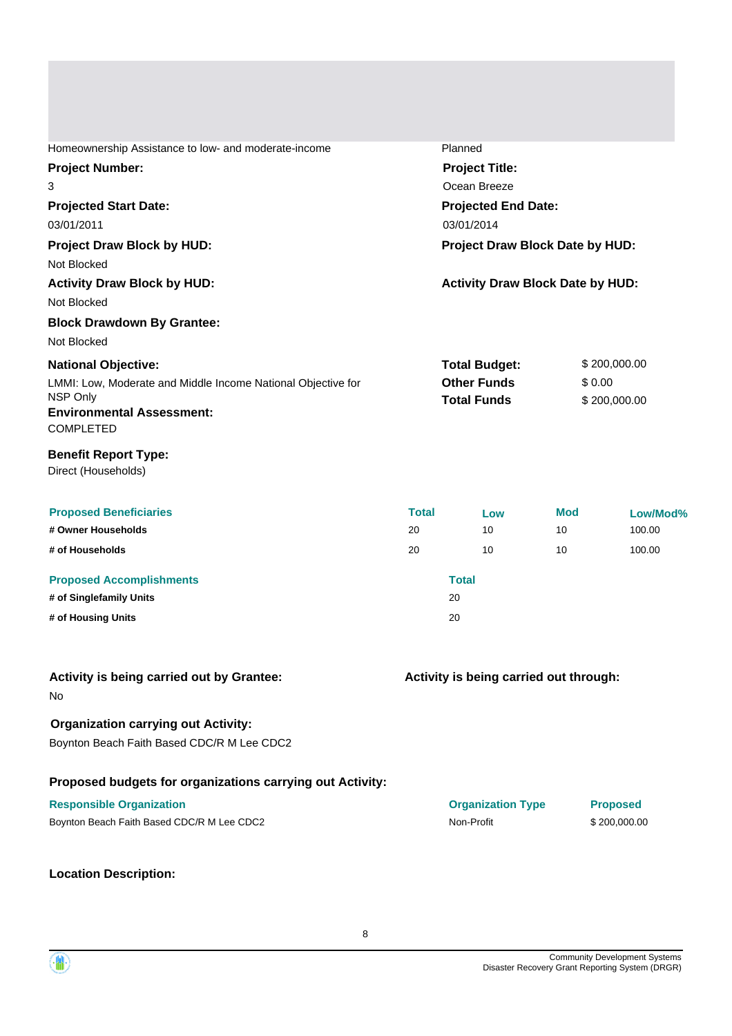Homeownership Assistance to low- and moderate-income

Planned

**Project Number:**

3

**Project Title:**

Ocean Breeze

**Projected Start Date:**

03/01/2011

**Projected End Date:**

03/01/2014

**Project Draw Block by HUD:**

Not Blocked

**Project Draw Block Date by HUD:**

**Activity Draw Block by HUD:**

Not Blocked

**Activity Draw Block Date by HUD:**

**Block Drawdown By Grantee:**

Not Blocked

**National Objective:**

LMMI: Low, Moderate and Middle Income National Objective for NSP Only

**Environmental Assessment:**

COMPLETED

| | |
|---|---|
| **Total Budget:** | $ 200,000.00 |
| **Other Funds** | $ 0.00 |
| **Total Funds** | $ 200,000.00 |

**Benefit Report Type:**

Direct (Households)

| Proposed Beneficiaries | Total | Low | Mod | Low/Mod% |
|---|---|---|---|---|
| **# Owner Households** | 20 | 10 | 10 | 100.00 |
| **# of Households** | 20 | 10 | 10 | 100.00 |

| Proposed Accomplishments | Total |
|---|---|
| **# of Singlefamily Units** | 20 |
| **# of Housing Units** | 20 |

**Activity is being carried out by Grantee:**

No

**Activity is being carried out through:**

**Organization carrying out Activity:**

Boynton Beach Faith Based CDC/R M Lee CDC2

**Proposed budgets for organizations carrying out Activity:**

| Responsible Organization | Organization Type | Proposed |
|---|---|---|
| Boynton Beach Faith Based CDC/R M Lee CDC2 | Non-Profit | $ 200,000.00 |

**Location Description:**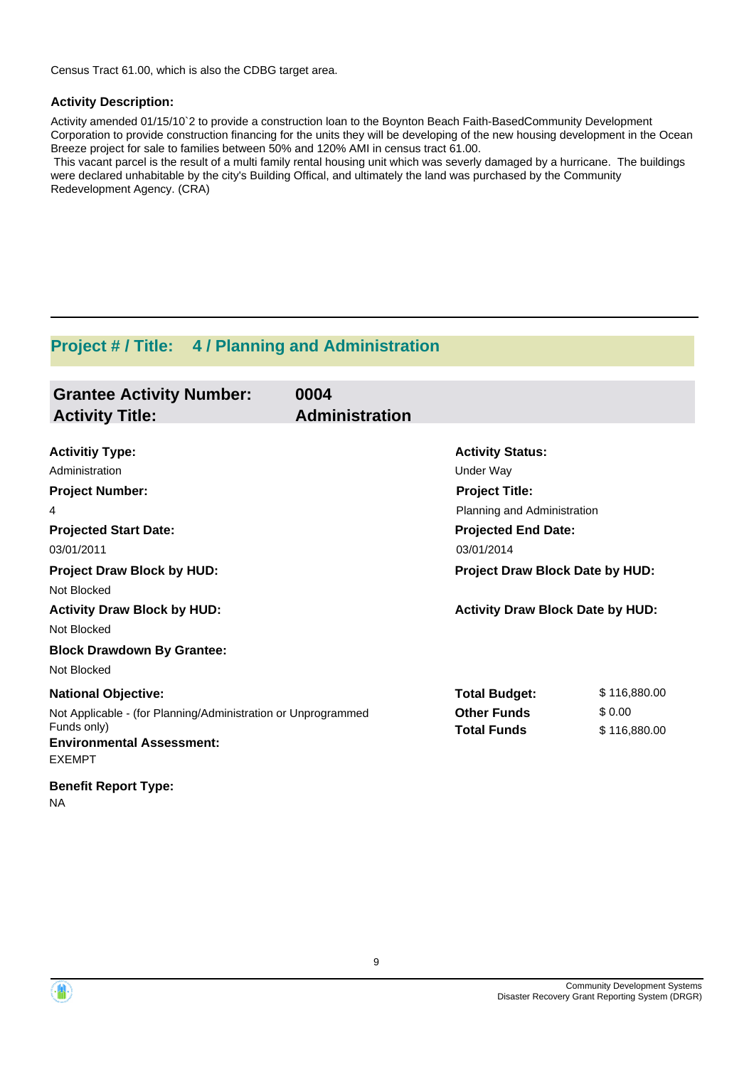Census Tract 61.00, which is also the CDBG target area.

**Activity Description:**

Activity amended 01/15/10`2 to provide a construction loan to the Boynton Beach Faith-BasedCommunity Development Corporation to provide construction financing for the units they will be developing of the new housing development in the Ocean Breeze project for sale to families between 50% and 120% AMI in census tract 61.00.

This vacant parcel is the result of a multi family rental housing unit which was severly damaged by a hurricane. The buildings were declared unhabitable by the city's Building Offical, and ultimately the land was purchased by the Community Redevelopment Agency. (CRA)

---

## Project # / Title: 4 / Planning and Administration

### Grantee Activity Number: 0004
### Activity Title: Administration

**Activitiy Type:**
Administration

**Activity Status:**
Under Way

**Project Number:**
4

**Project Title:**
Planning and Administration

**Projected Start Date:**
03/01/2011

**Projected End Date:**
03/01/2014

**Project Draw Block by HUD:**
Not Blocked

**Project Draw Block Date by HUD:**

**Activity Draw Block by HUD:**
Not Blocked

**Activity Draw Block Date by HUD:**

**Block Drawdown By Grantee:**
Not Blocked

**National Objective:**
Not Applicable - (for Planning/Administration or Unprogrammed Funds only)

| | |
|---|---|
| **Total Budget:** | $ 116,880.00 |
| **Other Funds** | $ 0.00 |
| **Total Funds** | $ 116,880.00 |

**Environmental Assessment:**
EXEMPT

**Benefit Report Type:**
NA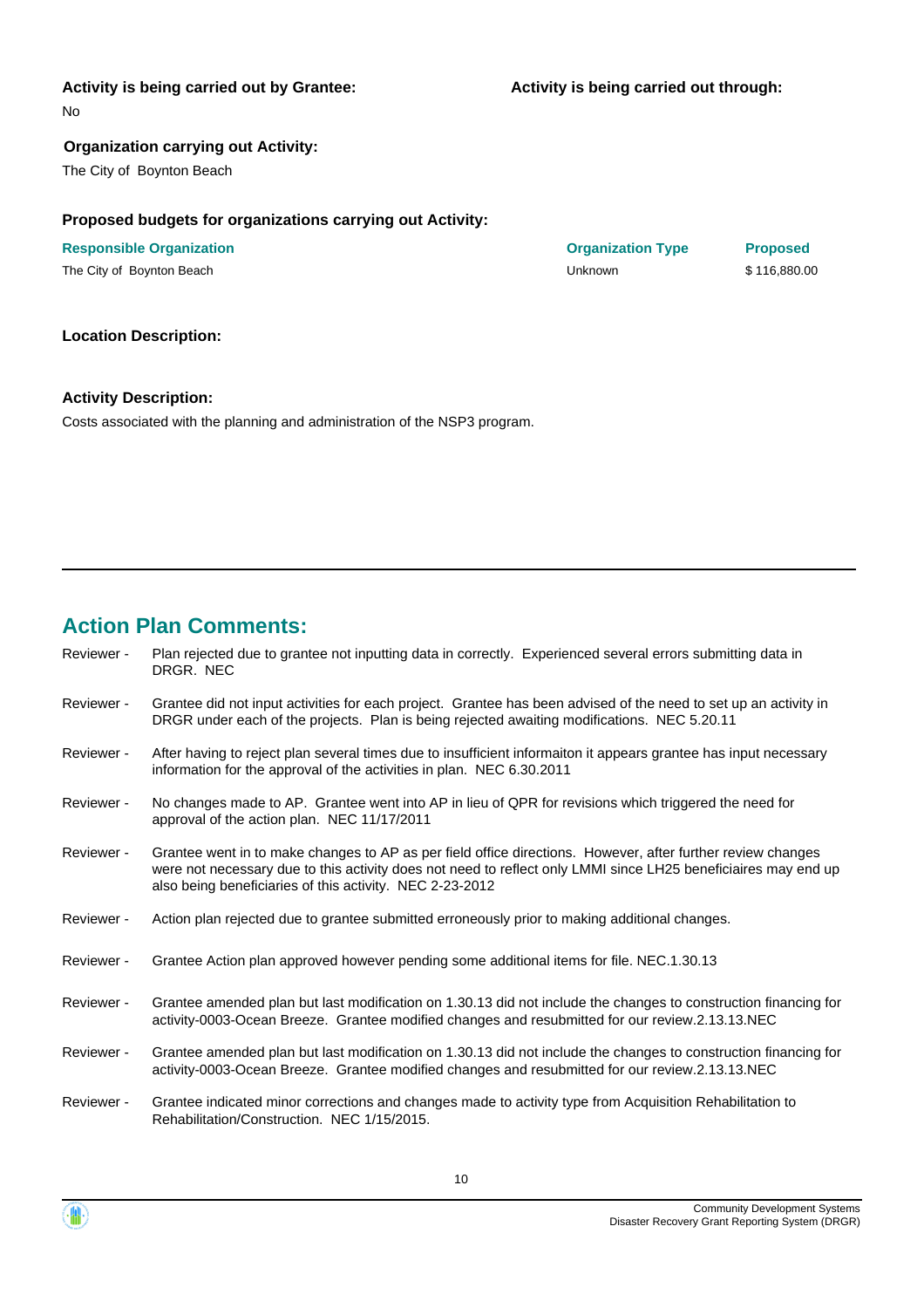**Activity is being carried out by Grantee:**

No

**Activity is being carried out through:**

**Organization carrying out Activity:**

The City of Boynton Beach

**Proposed budgets for organizations carrying out Activity:**

| Responsible Organization | Organization Type | Proposed |
|---|---|---|
| The City of Boynton Beach | Unknown | $ 116,880.00 |

**Location Description:**

**Activity Description:**

Costs associated with the planning and administration of the NSP3 program.

## Action Plan Comments:

Reviewer - Plan rejected due to grantee not inputting data in correctly. Experienced several errors submitting data in DRGR. NEC

Reviewer - Grantee did not input activities for each project. Grantee has been advised of the need to set up an activity in DRGR under each of the projects. Plan is being rejected awaiting modifications. NEC 5.20.11

Reviewer - After having to reject plan several times due to insufficient informaiton it appears grantee has input necessary information for the approval of the activities in plan. NEC 6.30.2011

Reviewer - No changes made to AP. Grantee went into AP in lieu of QPR for revisions which triggered the need for approval of the action plan. NEC 11/17/2011

Reviewer - Grantee went in to make changes to AP as per field office directions. However, after further review changes were not necessary due to this activity does not need to reflect only LMMI since LH25 beneficiaires may end up also being beneficiaries of this activity. NEC 2-23-2012

Reviewer - Action plan rejected due to grantee submitted erroneously prior to making additional changes.

Reviewer - Grantee Action plan approved however pending some additional items for file. NEC.1.30.13

Reviewer - Grantee amended plan but last modification on 1.30.13 did not include the changes to construction financing for activity-0003-Ocean Breeze. Grantee modified changes and resubmitted for our review.2.13.13.NEC

Reviewer - Grantee amended plan but last modification on 1.30.13 did not include the changes to construction financing for activity-0003-Ocean Breeze. Grantee modified changes and resubmitted for our review.2.13.13.NEC

Reviewer - Grantee indicated minor corrections and changes made to activity type from Acquisition Rehabilitation to Rehabilitation/Construction. NEC 1/15/2015.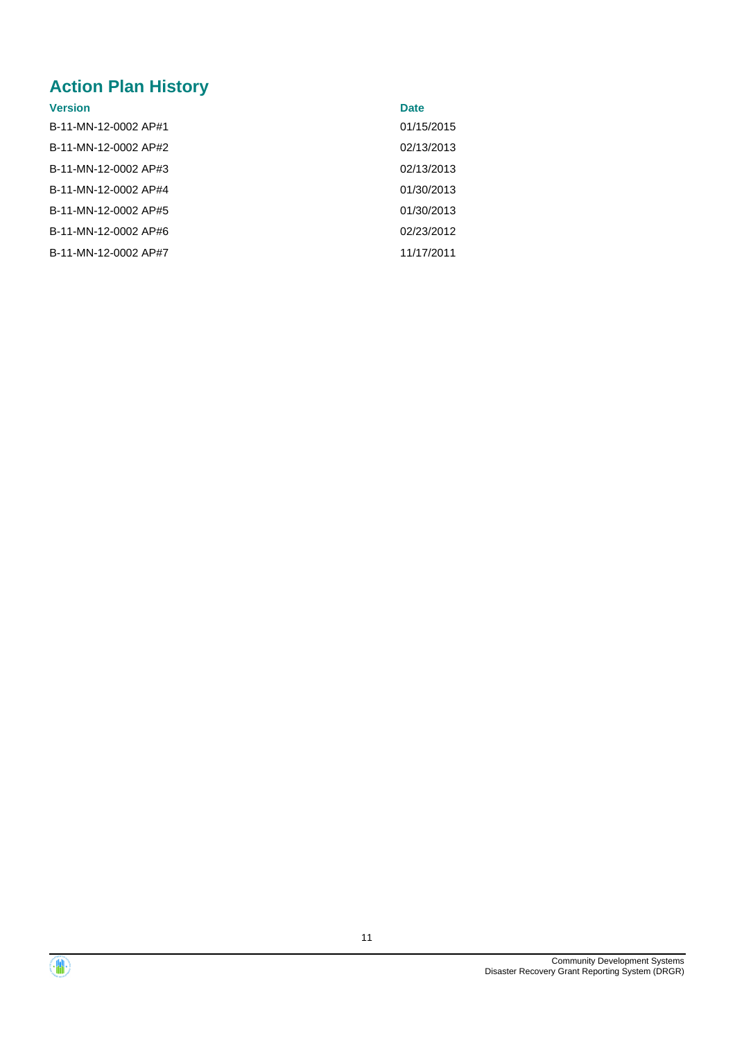## Action Plan History

| Version | Date |
| --- | --- |
| B-11-MN-12-0002 AP#1 | 01/15/2015 |
| B-11-MN-12-0002 AP#2 | 02/13/2013 |
| B-11-MN-12-0002 AP#3 | 02/13/2013 |
| B-11-MN-12-0002 AP#4 | 01/30/2013 |
| B-11-MN-12-0002 AP#5 | 01/30/2013 |
| B-11-MN-12-0002 AP#6 | 02/23/2012 |
| B-11-MN-12-0002 AP#7 | 11/17/2011 |